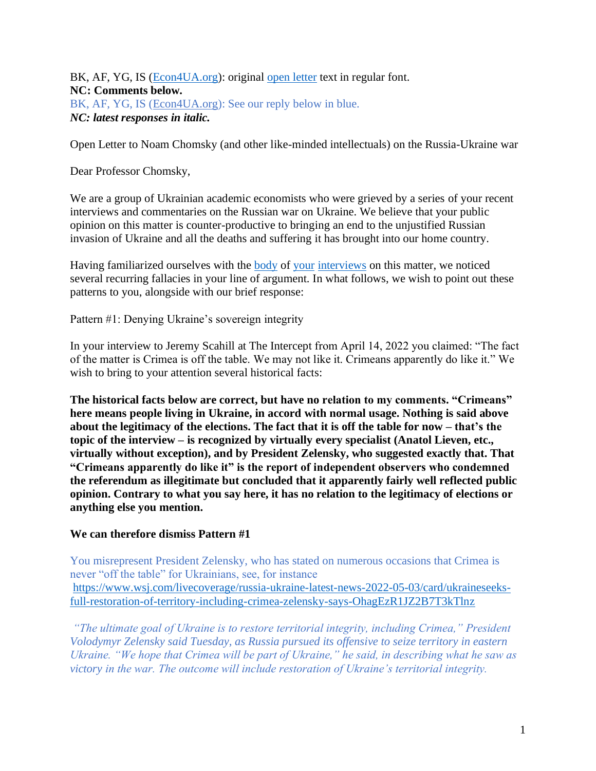BK, AF, YG, IS ([Econ4UA.org](Econ4UA.org)): original [open letter](open letter) text in regular font.
**NC: Comments below.**
BK, AF, YG, IS ([Econ4UA.org](Econ4UA.org)): See our reply below in blue.
***NC: latest responses in italic.***

Open Letter to Noam Chomsky (and other like-minded intellectuals) on the Russia-Ukraine war

Dear Professor Chomsky,

We are a group of Ukrainian academic economists who were grieved by a series of your recent interviews and commentaries on the Russian war on Ukraine. We believe that your public opinion on this matter is counter-productive to bringing an end to the unjustified Russian invasion of Ukraine and all the deaths and suffering it has brought into our home country.

Having familiarized ourselves with the body of your interviews on this matter, we noticed several recurring fallacies in your line of argument. In what follows, we wish to point out these patterns to you, alongside with our brief response:

Pattern #1: Denying Ukraine's sovereign integrity

In your interview to Jeremy Scahill at The Intercept from April 14, 2022 you claimed: "The fact of the matter is Crimea is off the table. We may not like it. Crimeans apparently do like it." We wish to bring to your attention several historical facts:

**The historical facts below are correct, but have no relation to my comments. "Crimeans" here means people living in Ukraine, in accord with normal usage. Nothing is said above about the legitimacy of the elections. The fact that it is off the table for now – that's the topic of the interview – is recognized by virtually every specialist (Anatol Lieven, etc., virtually without exception), and by President Zelensky, who suggested exactly that. That "Crimeans apparently do like it" is the report of independent observers who condemned the referendum as illegitimate but concluded that it apparently fairly well reflected public opinion. Contrary to what you say here, it has no relation to the legitimacy of elections or anything else you mention.**

**We can therefore dismiss Pattern #1**

You misrepresent President Zelensky, who has stated on numerous occasions that Crimea is never "off the table" for Ukrainians, see, for instance
https://www.wsj.com/livecoverage/russia-ukraine-latest-news-2022-05-03/card/ukraineseeks-full-restoration-of-territory-including-crimea-zelensky-says-OhagEzR1JZ2B7T3kTlnz

*"The ultimate goal of Ukraine is to restore territorial integrity, including Crimea," President Volodymyr Zelensky said Tuesday, as Russia pursued its offensive to seize territory in eastern Ukraine. "We hope that Crimea will be part of Ukraine," he said, in describing what he saw as victory in the war. The outcome will include restoration of Ukraine's territorial integrity.*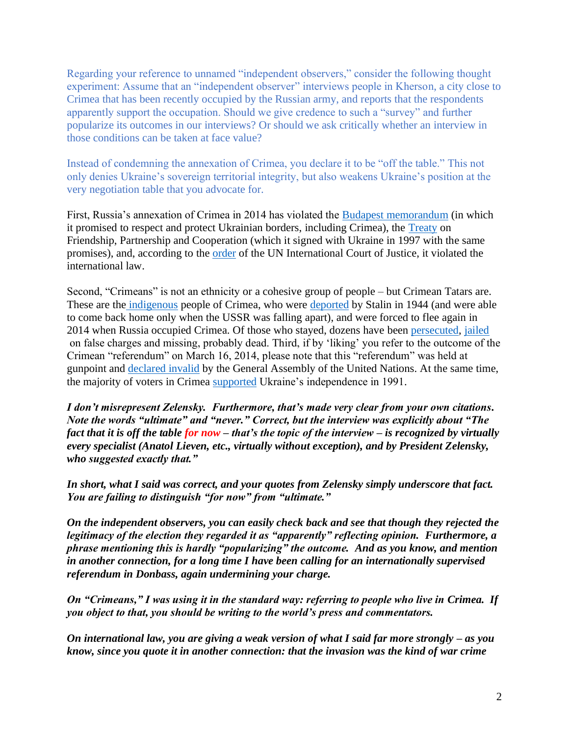Regarding your reference to unnamed "independent observers," consider the following thought experiment: Assume that an "independent observer" interviews people in Kherson, a city close to Crimea that has been recently occupied by the Russian army, and reports that the respondents apparently support the occupation. Should we give credence to such a "survey" and further popularize its outcomes in our interviews? Or should we ask critically whether an interview in those conditions can be taken at face value?

Instead of condemning the annexation of Crimea, you declare it to be "off the table." This not only denies Ukraine's sovereign territorial integrity, but also weakens Ukraine's position at the very negotiation table that you advocate for.

First, Russia's annexation of Crimea in 2014 has violated the Budapest memorandum (in which it promised to respect and protect Ukrainian borders, including Crimea), the Treaty on Friendship, Partnership and Cooperation (which it signed with Ukraine in 1997 with the same promises), and, according to the order of the UN International Court of Justice, it violated the international law.

Second, "Crimeans" is not an ethnicity or a cohesive group of people – but Crimean Tatars are. These are the indigenous people of Crimea, who were deported by Stalin in 1944 (and were able to come back home only when the USSR was falling apart), and were forced to flee again in 2014 when Russia occupied Crimea. Of those who stayed, dozens have been persecuted, jailed on false charges and missing, probably dead. Third, if by 'liking' you refer to the outcome of the Crimean "referendum" on March 16, 2014, please note that this "referendum" was held at gunpoint and declared invalid by the General Assembly of the United Nations. At the same time, the majority of voters in Crimea supported Ukraine's independence in 1991.

***I don't misrepresent Zelensky. Furthermore, that's made very clear from your own citations. Note the words "ultimate" and "never." Correct, but the interview was explicitly about "The fact that it is off the table for now – that's the topic of the interview – is recognized by virtually every specialist (Anatol Lieven, etc., virtually without exception), and by President Zelensky, who suggested exactly that."***

***In short, what I said was correct, and your quotes from Zelensky simply underscore that fact. You are failing to distinguish "for now" from "ultimate."***

***On the independent observers, you can easily check back and see that though they rejected the legitimacy of the election they regarded it as "apparently" reflecting opinion. Furthermore, a phrase mentioning this is hardly "popularizing" the outcome. And as you know, and mention in another connection, for a long time I have been calling for an internationally supervised referendum in Donbass, again undermining your charge.***

***On "Crimeans," I was using it in the standard way: referring to people who live in Crimea. If you object to that, you should be writing to the world's press and commentators.***

***On international law, you are giving a weak version of what I said far more strongly – as you know, since you quote it in another connection: that the invasion was the kind of war crime***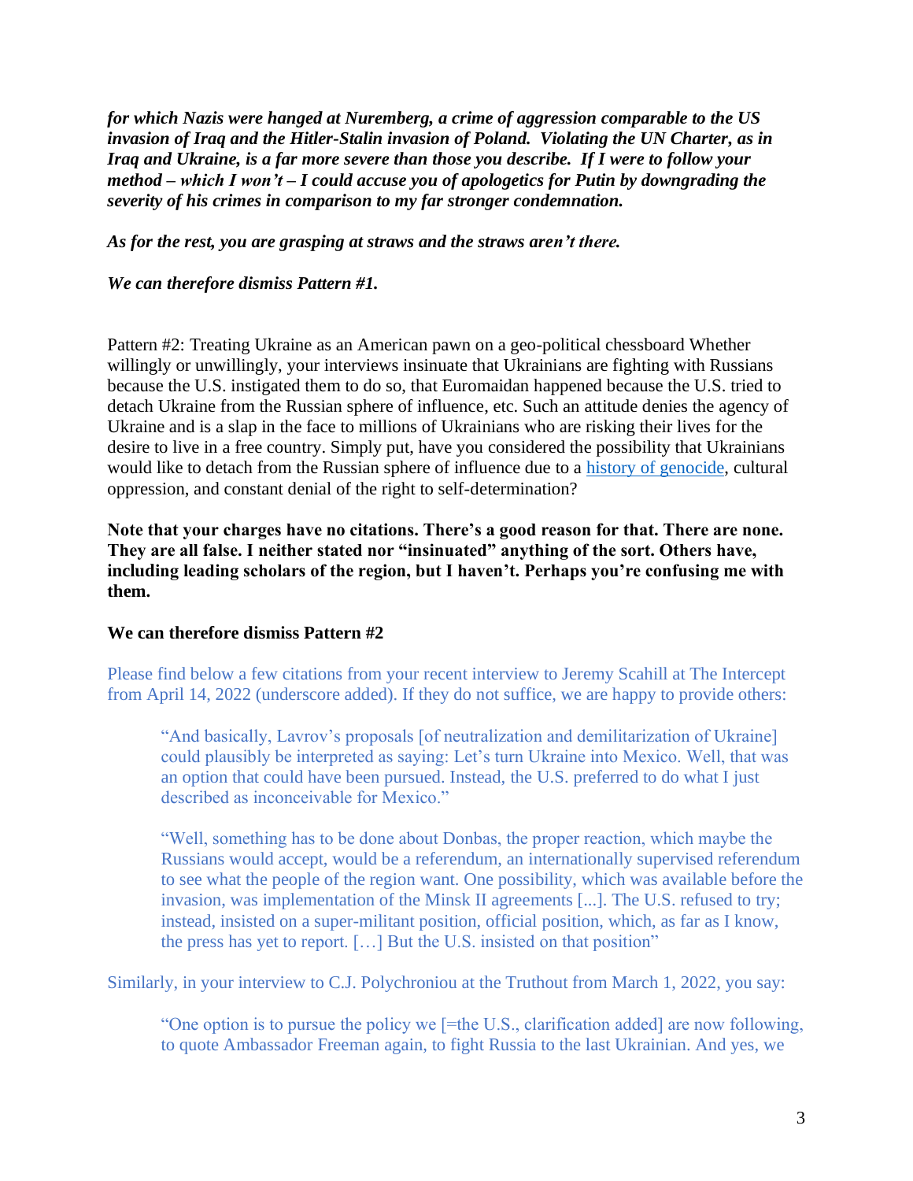***for which Nazis were hanged at Nuremberg, a crime of aggression comparable to the US invasion of Iraq and the Hitler-Stalin invasion of Poland. Violating the UN Charter, as in Iraq and Ukraine, is a far more severe than those you describe. If I were to follow your method – which I won't – I could accuse you of apologetics for Putin by downgrading the severity of his crimes in comparison to my far stronger condemnation.***

***As for the rest, you are grasping at straws and the straws aren't there.***

***We can therefore dismiss Pattern #1.***

Pattern #2: Treating Ukraine as an American pawn on a geo-political chessboard Whether willingly or unwillingly, your interviews insinuate that Ukrainians are fighting with Russians because the U.S. instigated them to do so, that Euromaidan happened because the U.S. tried to detach Ukraine from the Russian sphere of influence, etc. Such an attitude denies the agency of Ukraine and is a slap in the face to millions of Ukrainians who are risking their lives for the desire to live in a free country. Simply put, have you considered the possibility that Ukrainians would like to detach from the Russian sphere of influence due to a history of genocide, cultural oppression, and constant denial of the right to self-determination?

**Note that your charges have no citations. There's a good reason for that. There are none. They are all false. I neither stated nor "insinuated" anything of the sort. Others have, including leading scholars of the region, but I haven't. Perhaps you're confusing me with them.**

**We can therefore dismiss Pattern #2**

Please find below a few citations from your recent interview to Jeremy Scahill at The Intercept from April 14, 2022 (underscore added). If they do not suffice, we are happy to provide others:

> "And basically, Lavrov's proposals [of neutralization and demilitarization of Ukraine] could plausibly be interpreted as saying: Let's turn Ukraine into Mexico. Well, that was an option that could have been pursued. Instead, the U.S. preferred to do what I just described as inconceivable for Mexico."

> "Well, something has to be done about Donbas, the proper reaction, which maybe the Russians would accept, would be a referendum, an internationally supervised referendum to see what the people of the region want. One possibility, which was available before the invasion, was implementation of the Minsk II agreements [...]. The U.S. refused to try; instead, insisted on a super-militant position, official position, which, as far as I know, the press has yet to report. […] But the U.S. insisted on that position"

Similarly, in your interview to C.J. Polychroniou at the Truthout from March 1, 2022, you say:

> "One option is to pursue the policy we [=the U.S., clarification added] are now following, to quote Ambassador Freeman again, to fight Russia to the last Ukrainian. And yes, we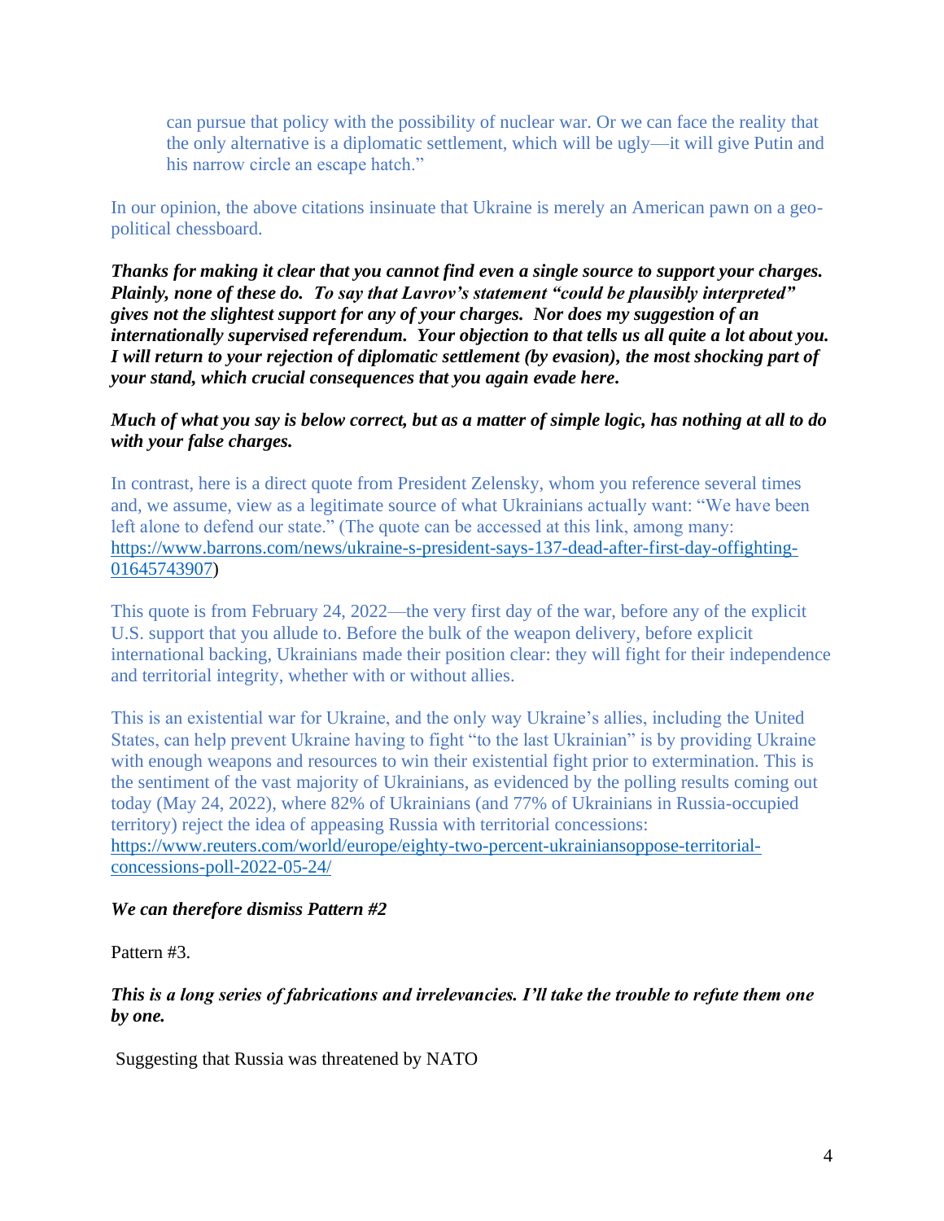> can pursue that policy with the possibility of nuclear war. Or we can face the reality that the only alternative is a diplomatic settlement, which will be ugly—it will give Putin and his narrow circle an escape hatch."

In our opinion, the above citations insinuate that Ukraine is merely an American pawn on a geo-political chessboard.

***Thanks for making it clear that you cannot find even a single source to support your charges. Plainly, none of these do. To say that Lavrov's statement "could be plausibly interpreted" gives not the slightest support for any of your charges. Nor does my suggestion of an internationally supervised referendum. Your objection to that tells us all quite a lot about you. I will return to your rejection of diplomatic settlement (by evasion), the most shocking part of your stand, which crucial consequences that you again evade here.***

***Much of what you say is below correct, but as a matter of simple logic, has nothing at all to do with your false charges.***

In contrast, here is a direct quote from President Zelensky, whom you reference several times and, we assume, view as a legitimate source of what Ukrainians actually want: "We have been left alone to defend our state." (The quote can be accessed at this link, among many: [https://www.barrons.com/news/ukraine-s-president-says-137-dead-after-first-day-offighting-01645743907](https://www.barrons.com/news/ukraine-s-president-says-137-dead-after-first-day-offighting-01645743907))

This quote is from February 24, 2022—the very first day of the war, before any of the explicit U.S. support that you allude to. Before the bulk of the weapon delivery, before explicit international backing, Ukrainians made their position clear: they will fight for their independence and territorial integrity, whether with or without allies.

This is an existential war for Ukraine, and the only way Ukraine's allies, including the United States, can help prevent Ukraine having to fight "to the last Ukrainian" is by providing Ukraine with enough weapons and resources to win their existential fight prior to extermination. This is the sentiment of the vast majority of Ukrainians, as evidenced by the polling results coming out today (May 24, 2022), where 82% of Ukrainians (and 77% of Ukrainians in Russia-occupied territory) reject the idea of appeasing Russia with territorial concessions: [https://www.reuters.com/world/europe/eighty-two-percent-ukrainiansoppose-territorial-concessions-poll-2022-05-24/](https://www.reuters.com/world/europe/eighty-two-percent-ukrainiansoppose-territorial-concessions-poll-2022-05-24/)

***We can therefore dismiss Pattern #2***

Pattern #3.

***This is a long series of fabrications and irrelevancies. I'll take the trouble to refute them one by one.***

Suggesting that Russia was threatened by NATO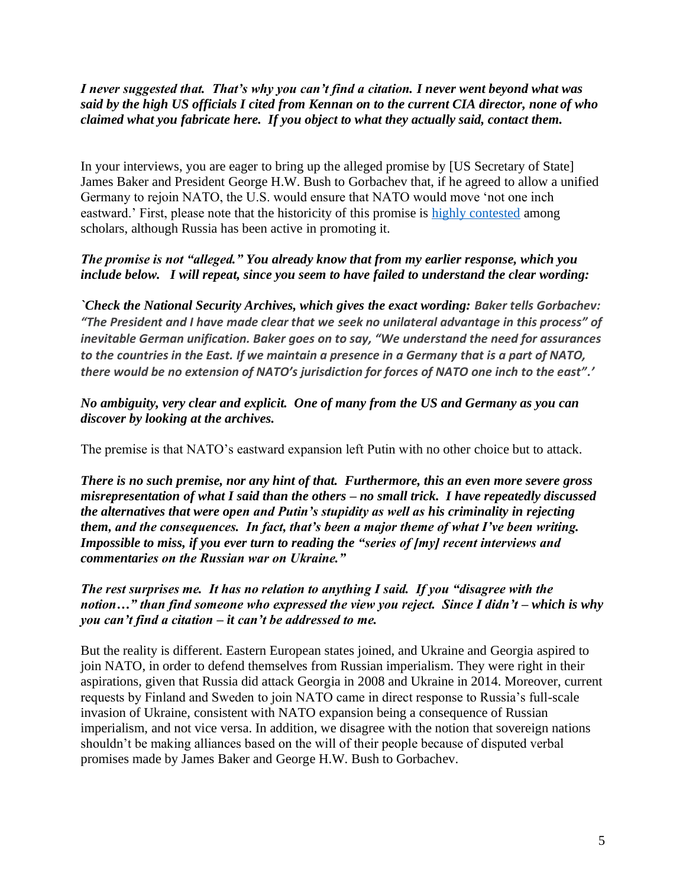***I never suggested that. That's why you can't find a citation. I never went beyond what was said by the high US officials I cited from Kennan on to the current CIA director, none of who claimed what you fabricate here. If you object to what they actually said, contact them.***

In your interviews, you are eager to bring up the alleged promise by [US Secretary of State] James Baker and President George H.W. Bush to Gorbachev that, if he agreed to allow a unified Germany to rejoin NATO, the U.S. would ensure that NATO would move 'not one inch eastward.' First, please note that the historicity of this promise is highly contested among scholars, although Russia has been active in promoting it.

***The promise is not "alleged." You already know that from my earlier response, which you include below. I will repeat, since you seem to have failed to understand the clear wording:***

***`Check the National Security Archives, which gives the exact wording: Baker tells Gorbachev: "The President and I have made clear that we seek no unilateral advantage in this process" of inevitable German unification. Baker goes on to say, "We understand the need for assurances to the countries in the East. If we maintain a presence in a Germany that is a part of NATO, there would be no extension of NATO's jurisdiction for forces of NATO one inch to the east".'***

***No ambiguity, very clear and explicit. One of many from the US and Germany as you can discover by looking at the archives.***

The premise is that NATO's eastward expansion left Putin with no other choice but to attack.

***There is no such premise, nor any hint of that. Furthermore, this an even more severe gross misrepresentation of what I said than the others – no small trick. I have repeatedly discussed the alternatives that were open and Putin's stupidity as well as his criminality in rejecting them, and the consequences. In fact, that's been a major theme of what I've been writing. Impossible to miss, if you ever turn to reading the "series of [my] recent interviews and commentaries on the Russian war on Ukraine."***

***The rest surprises me. It has no relation to anything I said. If you "disagree with the notion…" than find someone who expressed the view you reject. Since I didn't – which is why you can't find a citation – it can't be addressed to me.***

But the reality is different. Eastern European states joined, and Ukraine and Georgia aspired to join NATO, in order to defend themselves from Russian imperialism. They were right in their aspirations, given that Russia did attack Georgia in 2008 and Ukraine in 2014. Moreover, current requests by Finland and Sweden to join NATO came in direct response to Russia's full-scale invasion of Ukraine, consistent with NATO expansion being a consequence of Russian imperialism, and not vice versa. In addition, we disagree with the notion that sovereign nations shouldn't be making alliances based on the will of their people because of disputed verbal promises made by James Baker and George H.W. Bush to Gorbachev.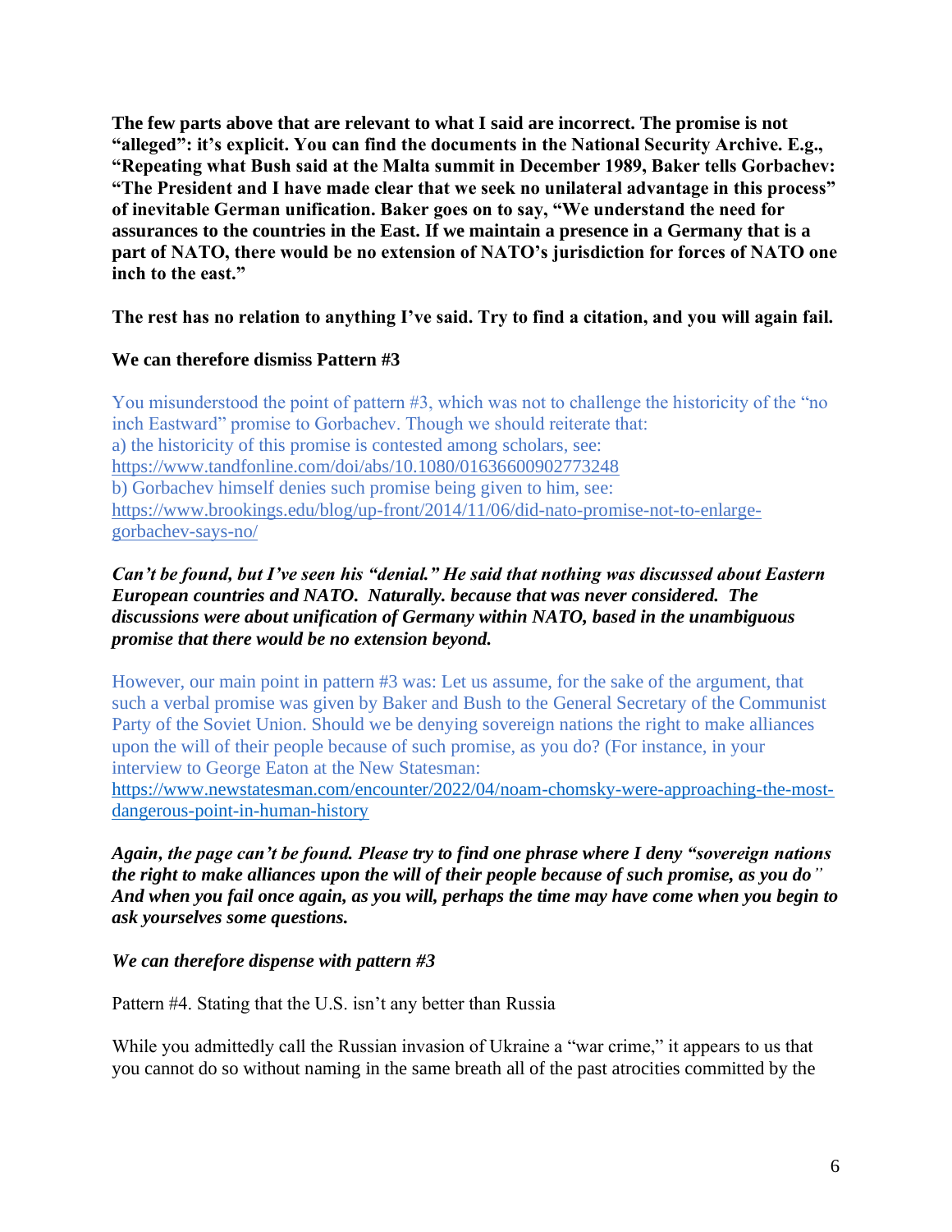**The few parts above that are relevant to what I said are incorrect. The promise is not "alleged": it's explicit. You can find the documents in the National Security Archive. E.g., "Repeating what Bush said at the Malta summit in December 1989, Baker tells Gorbachev: "The President and I have made clear that we seek no unilateral advantage in this process" of inevitable German unification. Baker goes on to say, "We understand the need for assurances to the countries in the East. If we maintain a presence in a Germany that is a part of NATO, there would be no extension of NATO's jurisdiction for forces of NATO one inch to the east."**

**The rest has no relation to anything I've said. Try to find a citation, and you will again fail.**

**We can therefore dismiss Pattern #3**

You misunderstood the point of pattern #3, which was not to challenge the historicity of the "no inch Eastward" promise to Gorbachev. Though we should reiterate that:
a) the historicity of this promise is contested among scholars, see: https://www.tandfonline.com/doi/abs/10.1080/01636600902773248
b) Gorbachev himself denies such promise being given to him, see: https://www.brookings.edu/blog/up-front/2014/11/06/did-nato-promise-not-to-enlarge-gorbachev-says-no/

***Can't be found, but I've seen his "denial." He said that nothing was discussed about Eastern European countries and NATO. Naturally. because that was never considered. The discussions were about unification of Germany within NATO, based in the unambiguous promise that there would be no extension beyond.***

However, our main point in pattern #3 was: Let us assume, for the sake of the argument, that such a verbal promise was given by Baker and Bush to the General Secretary of the Communist Party of the Soviet Union. Should we be denying sovereign nations the right to make alliances upon the will of their people because of such promise, as you do? (For instance, in your interview to George Eaton at the New Statesman: https://www.newstatesman.com/encounter/2022/04/noam-chomsky-were-approaching-the-most-dangerous-point-in-human-history

***Again, the page can't be found. Please try to find one phrase where I deny "sovereign nations the right to make alliances upon the will of their people because of such promise, as you do" And when you fail once again, as you will, perhaps the time may have come when you begin to ask yourselves some questions.***

***We can therefore dispense with pattern #3***

Pattern #4. Stating that the U.S. isn't any better than Russia

While you admittedly call the Russian invasion of Ukraine a "war crime," it appears to us that you cannot do so without naming in the same breath all of the past atrocities committed by the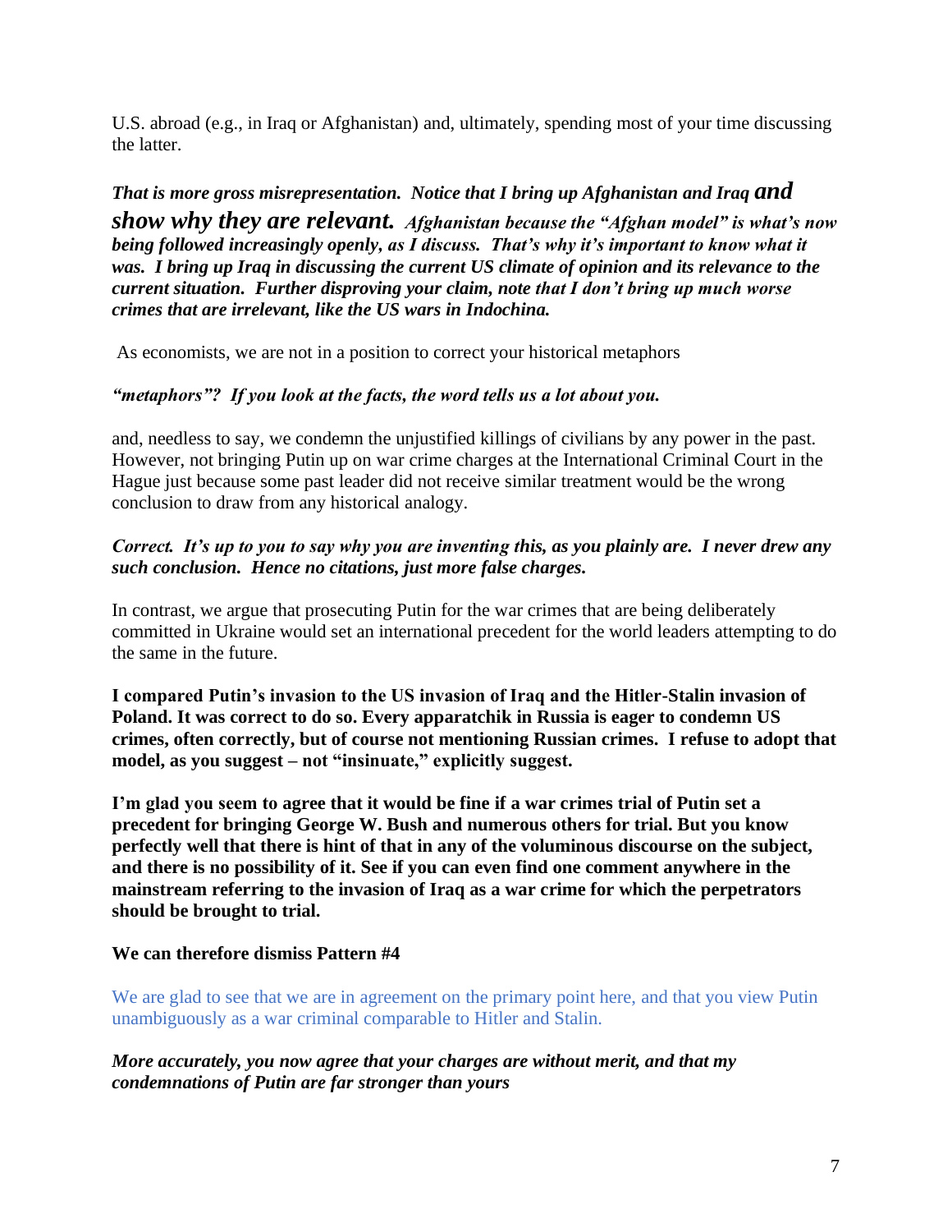U.S. abroad (e.g., in Iraq or Afghanistan) and, ultimately, spending most of your time discussing the latter.

***That is more gross misrepresentation. Notice that I bring up Afghanistan and Iraq and show why they are relevant. Afghanistan because the "Afghan model" is what's now being followed increasingly openly, as I discuss. That's why it's important to know what it was. I bring up Iraq in discussing the current US climate of opinion and its relevance to the current situation. Further disproving your claim, note that I don't bring up much worse crimes that are irrelevant, like the US wars in Indochina.***

As economists, we are not in a position to correct your historical metaphors

***"metaphors"? If you look at the facts, the word tells us a lot about you.***

and, needless to say, we condemn the unjustified killings of civilians by any power in the past. However, not bringing Putin up on war crime charges at the International Criminal Court in the Hague just because some past leader did not receive similar treatment would be the wrong conclusion to draw from any historical analogy.

***Correct. It's up to you to say why you are inventing this, as you plainly are. I never drew any such conclusion. Hence no citations, just more false charges.***

In contrast, we argue that prosecuting Putin for the war crimes that are being deliberately committed in Ukraine would set an international precedent for the world leaders attempting to do the same in the future.

**I compared Putin's invasion to the US invasion of Iraq and the Hitler-Stalin invasion of Poland. It was correct to do so. Every apparatchik in Russia is eager to condemn US crimes, often correctly, but of course not mentioning Russian crimes. I refuse to adopt that model, as you suggest – not "insinuate," explicitly suggest.**

**I'm glad you seem to agree that it would be fine if a war crimes trial of Putin set a precedent for bringing George W. Bush and numerous others for trial. But you know perfectly well that there is hint of that in any of the voluminous discourse on the subject, and there is no possibility of it. See if you can even find one comment anywhere in the mainstream referring to the invasion of Iraq as a war crime for which the perpetrators should be brought to trial.**

**We can therefore dismiss Pattern #4**

We are glad to see that we are in agreement on the primary point here, and that you view Putin unambiguously as a war criminal comparable to Hitler and Stalin.

***More accurately, you now agree that your charges are without merit, and that my condemnations of Putin are far stronger than yours***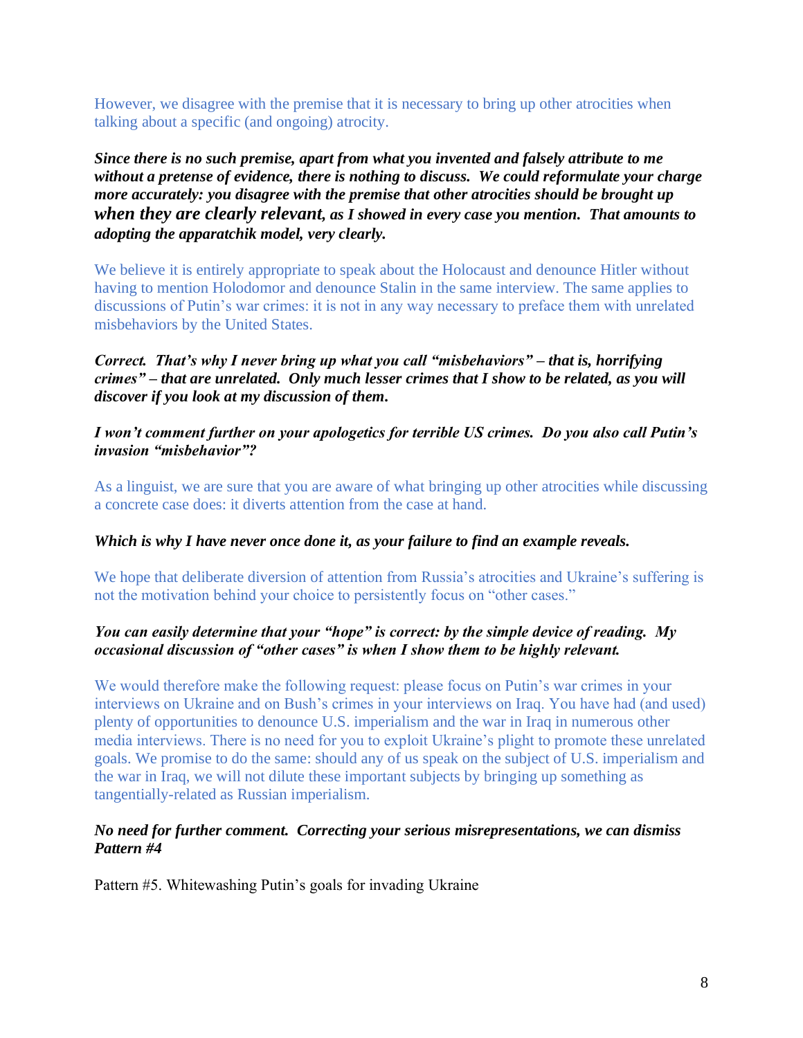However, we disagree with the premise that it is necessary to bring up other atrocities when talking about a specific (and ongoing) atrocity.

***Since there is no such premise, apart from what you invented and falsely attribute to me without a pretense of evidence, there is nothing to discuss. We could reformulate your charge more accurately: you disagree with the premise that other atrocities should be brought up when they are clearly relevant, as I showed in every case you mention. That amounts to adopting the apparatchik model, very clearly.***

We believe it is entirely appropriate to speak about the Holocaust and denounce Hitler without having to mention Holodomor and denounce Stalin in the same interview. The same applies to discussions of Putin's war crimes: it is not in any way necessary to preface them with unrelated misbehaviors by the United States.

***Correct. That's why I never bring up what you call "misbehaviors" – that is, horrifying crimes" – that are unrelated. Only much lesser crimes that I show to be related, as you will discover if you look at my discussion of them.***

***I won't comment further on your apologetics for terrible US crimes. Do you also call Putin's invasion "misbehavior"?***

As a linguist, we are sure that you are aware of what bringing up other atrocities while discussing a concrete case does: it diverts attention from the case at hand.

***Which is why I have never once done it, as your failure to find an example reveals.***

We hope that deliberate diversion of attention from Russia's atrocities and Ukraine's suffering is not the motivation behind your choice to persistently focus on "other cases."

***You can easily determine that your "hope" is correct: by the simple device of reading. My occasional discussion of "other cases" is when I show them to be highly relevant.***

We would therefore make the following request: please focus on Putin's war crimes in your interviews on Ukraine and on Bush's crimes in your interviews on Iraq. You have had (and used) plenty of opportunities to denounce U.S. imperialism and the war in Iraq in numerous other media interviews. There is no need for you to exploit Ukraine's plight to promote these unrelated goals. We promise to do the same: should any of us speak on the subject of U.S. imperialism and the war in Iraq, we will not dilute these important subjects by bringing up something as tangentially-related as Russian imperialism.

***No need for further comment. Correcting your serious misrepresentations, we can dismiss Pattern #4***

Pattern #5. Whitewashing Putin's goals for invading Ukraine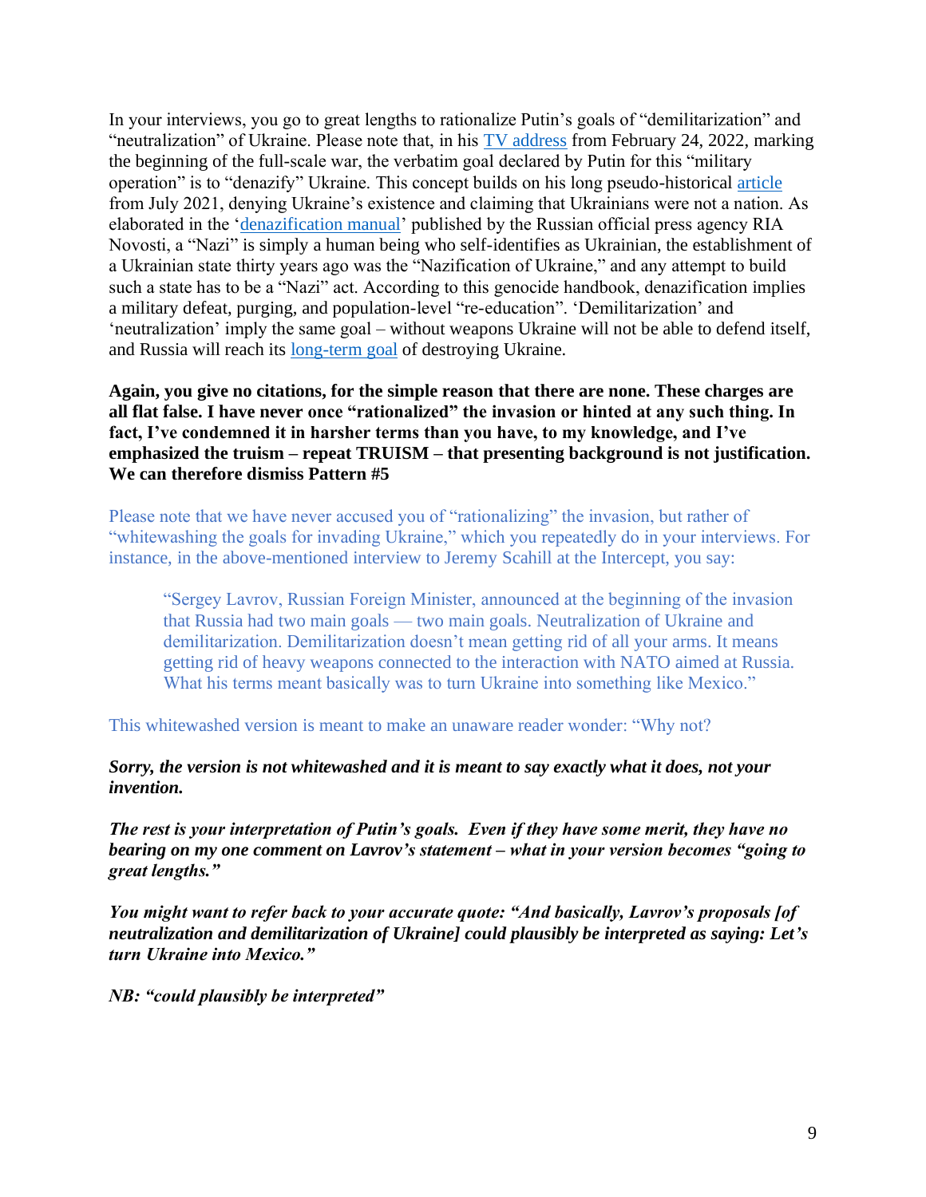In your interviews, you go to great lengths to rationalize Putin's goals of "demilitarization" and "neutralization" of Ukraine. Please note that, in his TV address from February 24, 2022, marking the beginning of the full-scale war, the verbatim goal declared by Putin for this "military operation" is to "denazify" Ukraine. This concept builds on his long pseudo-historical article from July 2021, denying Ukraine's existence and claiming that Ukrainians were not a nation. As elaborated in the 'denazification manual' published by the Russian official press agency RIA Novosti, a "Nazi" is simply a human being who self-identifies as Ukrainian, the establishment of a Ukrainian state thirty years ago was the "Nazification of Ukraine," and any attempt to build such a state has to be a "Nazi" act. According to this genocide handbook, denazification implies a military defeat, purging, and population-level "re-education". 'Demilitarization' and 'neutralization' imply the same goal – without weapons Ukraine will not be able to defend itself, and Russia will reach its long-term goal of destroying Ukraine.

**Again, you give no citations, for the simple reason that there are none. These charges are all flat false. I have never once "rationalized" the invasion or hinted at any such thing. In fact, I've condemned it in harsher terms than you have, to my knowledge, and I've emphasized the truism – repeat TRUISM – that presenting background is not justification. We can therefore dismiss Pattern #5**

Please note that we have never accused you of "rationalizing" the invasion, but rather of "whitewashing the goals for invading Ukraine," which you repeatedly do in your interviews. For instance, in the above-mentioned interview to Jeremy Scahill at the Intercept, you say:

> "Sergey Lavrov, Russian Foreign Minister, announced at the beginning of the invasion that Russia had two main goals — two main goals. Neutralization of Ukraine and demilitarization. Demilitarization doesn't mean getting rid of all your arms. It means getting rid of heavy weapons connected to the interaction with NATO aimed at Russia. What his terms meant basically was to turn Ukraine into something like Mexico."

This whitewashed version is meant to make an unaware reader wonder: "Why not?

***Sorry, the version is not whitewashed and it is meant to say exactly what it does, not your invention.***

***The rest is your interpretation of Putin's goals. Even if they have some merit, they have no bearing on my one comment on Lavrov's statement – what in your version becomes "going to great lengths."***

***You might want to refer back to your accurate quote: "And basically, Lavrov's proposals [of neutralization and demilitarization of Ukraine] could plausibly be interpreted as saying: Let's turn Ukraine into Mexico."***

***NB: "could plausibly be interpreted"***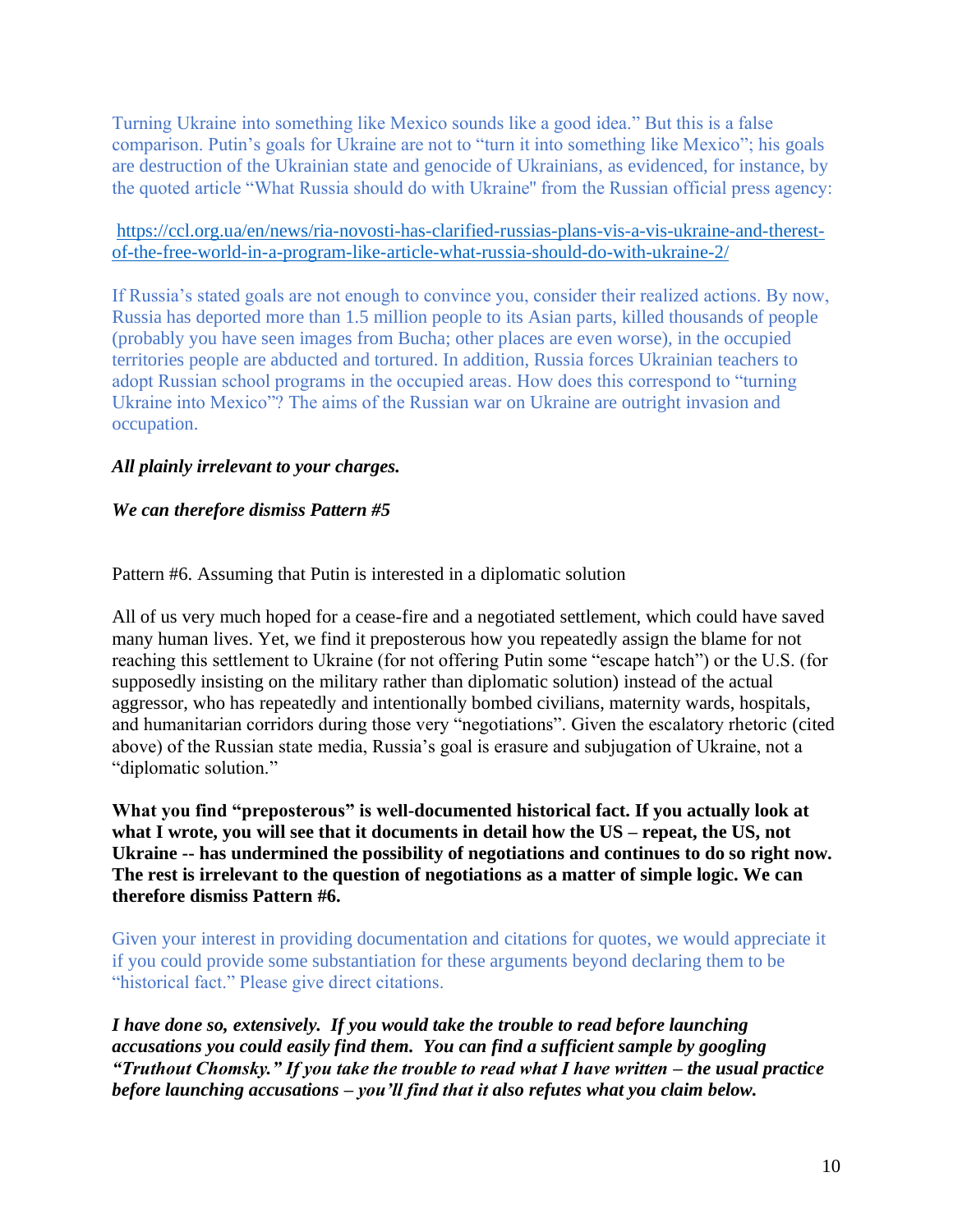Turning Ukraine into something like Mexico sounds like a good idea." But this is a false comparison. Putin's goals for Ukraine are not to "turn it into something like Mexico"; his goals are destruction of the Ukrainian state and genocide of Ukrainians, as evidenced, for instance, by the quoted article "What Russia should do with Ukraine" from the Russian official press agency:

https://ccl.org.ua/en/news/ria-novosti-has-clarified-russias-plans-vis-a-vis-ukraine-and-therest-of-the-free-world-in-a-program-like-article-what-russia-should-do-with-ukraine-2/

If Russia's stated goals are not enough to convince you, consider their realized actions. By now, Russia has deported more than 1.5 million people to its Asian parts, killed thousands of people (probably you have seen images from Bucha; other places are even worse), in the occupied territories people are abducted and tortured. In addition, Russia forces Ukrainian teachers to adopt Russian school programs in the occupied areas. How does this correspond to "turning Ukraine into Mexico"? The aims of the Russian war on Ukraine are outright invasion and occupation.

***All plainly irrelevant to your charges.***

***We can therefore dismiss Pattern #5***

Pattern #6. Assuming that Putin is interested in a diplomatic solution

All of us very much hoped for a cease-fire and a negotiated settlement, which could have saved many human lives. Yet, we find it preposterous how you repeatedly assign the blame for not reaching this settlement to Ukraine (for not offering Putin some "escape hatch") or the U.S. (for supposedly insisting on the military rather than diplomatic solution) instead of the actual aggressor, who has repeatedly and intentionally bombed civilians, maternity wards, hospitals, and humanitarian corridors during those very "negotiations". Given the escalatory rhetoric (cited above) of the Russian state media, Russia's goal is erasure and subjugation of Ukraine, not a "diplomatic solution."

**What you find "preposterous" is well-documented historical fact. If you actually look at what I wrote, you will see that it documents in detail how the US – repeat, the US, not Ukraine -- has undermined the possibility of negotiations and continues to do so right now. The rest is irrelevant to the question of negotiations as a matter of simple logic. We can therefore dismiss Pattern #6.**

Given your interest in providing documentation and citations for quotes, we would appreciate it if you could provide some substantiation for these arguments beyond declaring them to be "historical fact." Please give direct citations.

***I have done so, extensively. If you would take the trouble to read before launching accusations you could easily find them. You can find a sufficient sample by googling "Truthout Chomsky." If you take the trouble to read what I have written – the usual practice before launching accusations – you'll find that it also refutes what you claim below.***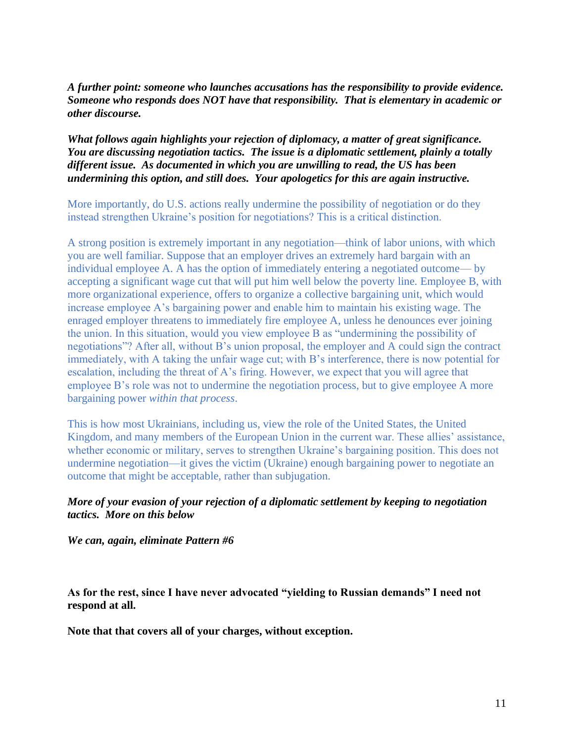***A further point: someone who launches accusations has the responsibility to provide evidence. Someone who responds does NOT have that responsibility. That is elementary in academic or other discourse.***

***What follows again highlights your rejection of diplomacy, a matter of great significance. You are discussing negotiation tactics. The issue is a diplomatic settlement, plainly a totally different issue. As documented in which you are unwilling to read, the US has been undermining this option, and still does. Your apologetics for this are again instructive.***

More importantly, do U.S. actions really undermine the possibility of negotiation or do they instead strengthen Ukraine's position for negotiations? This is a critical distinction.

A strong position is extremely important in any negotiation—think of labor unions, with which you are well familiar. Suppose that an employer drives an extremely hard bargain with an individual employee A. A has the option of immediately entering a negotiated outcome— by accepting a significant wage cut that will put him well below the poverty line. Employee B, with more organizational experience, offers to organize a collective bargaining unit, which would increase employee A's bargaining power and enable him to maintain his existing wage. The enraged employer threatens to immediately fire employee A, unless he denounces ever joining the union. In this situation, would you view employee B as "undermining the possibility of negotiations"? After all, without B's union proposal, the employer and A could sign the contract immediately, with A taking the unfair wage cut; with B's interference, there is now potential for escalation, including the threat of A's firing. However, we expect that you will agree that employee B's role was not to undermine the negotiation process, but to give employee A more bargaining power *within that process*.

This is how most Ukrainians, including us, view the role of the United States, the United Kingdom, and many members of the European Union in the current war. These allies' assistance, whether economic or military, serves to strengthen Ukraine's bargaining position. This does not undermine negotiation—it gives the victim (Ukraine) enough bargaining power to negotiate an outcome that might be acceptable, rather than subjugation.

***More of your evasion of your rejection of a diplomatic settlement by keeping to negotiation tactics. More on this below***

***We can, again, eliminate Pattern #6***

**As for the rest, since I have never advocated "yielding to Russian demands" I need not respond at all.**

**Note that that covers all of your charges, without exception.**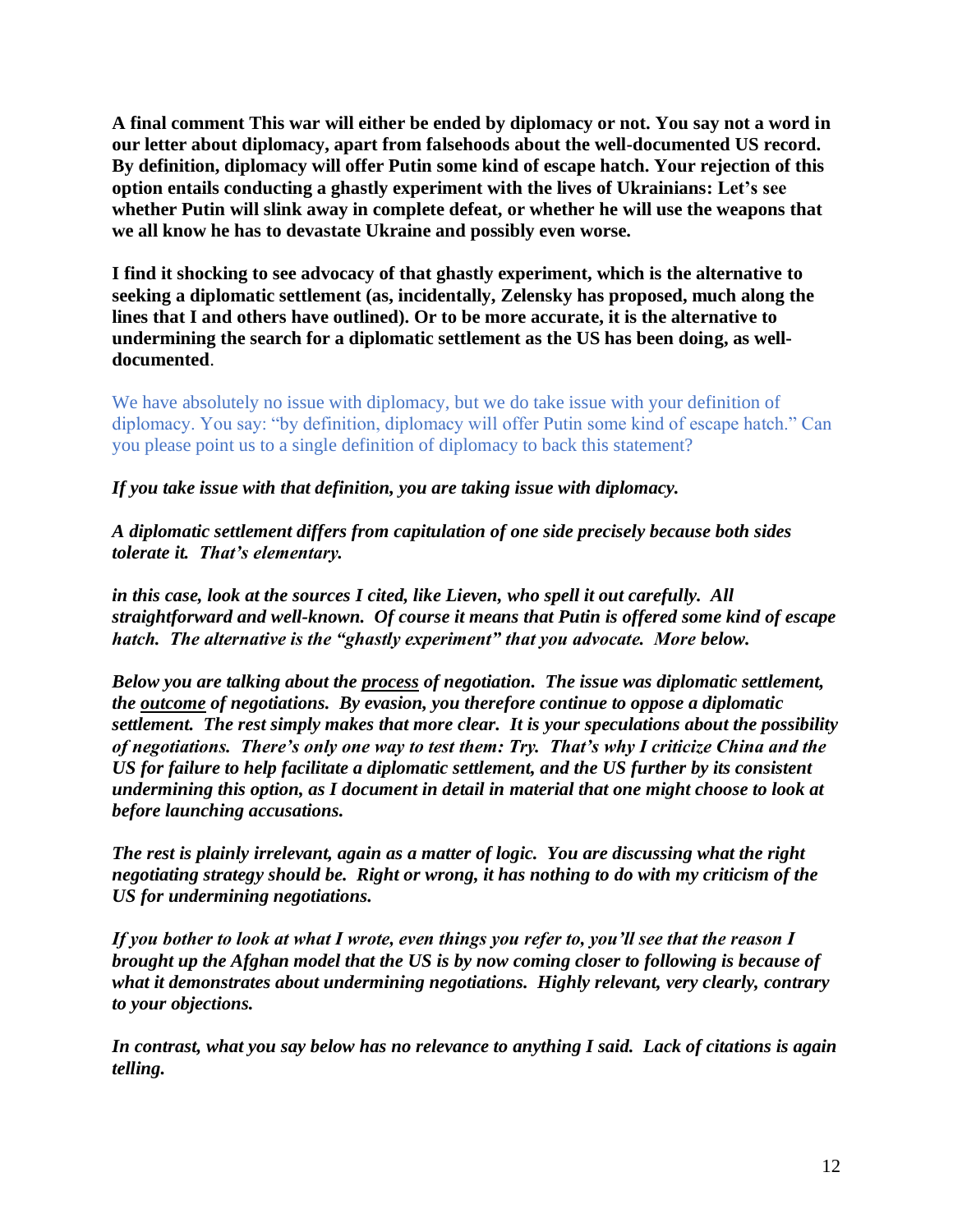**A final comment This war will either be ended by diplomacy or not. You say not a word in our letter about diplomacy, apart from falsehoods about the well-documented US record. By definition, diplomacy will offer Putin some kind of escape hatch. Your rejection of this option entails conducting a ghastly experiment with the lives of Ukrainians: Let's see whether Putin will slink away in complete defeat, or whether he will use the weapons that we all know he has to devastate Ukraine and possibly even worse.**

**I find it shocking to see advocacy of that ghastly experiment, which is the alternative to seeking a diplomatic settlement (as, incidentally, Zelensky has proposed, much along the lines that I and others have outlined). Or to be more accurate, it is the alternative to undermining the search for a diplomatic settlement as the US has been doing, as well-documented**.

We have absolutely no issue with diplomacy, but we do take issue with your definition of diplomacy. You say: "by definition, diplomacy will offer Putin some kind of escape hatch." Can you please point us to a single definition of diplomacy to back this statement?

***If you take issue with that definition, you are taking issue with diplomacy.***

***A diplomatic settlement differs from capitulation of one side precisely because both sides tolerate it. That's elementary.***

***in this case, look at the sources I cited, like Lieven, who spell it out carefully. All straightforward and well-known. Of course it means that Putin is offered some kind of escape hatch. The alternative is the "ghastly experiment" that you advocate. More below.***

***Below you are talking about the <u>process</u> of negotiation. The issue was diplomatic settlement, the <u>outcome</u> of negotiations. By evasion, you therefore continue to oppose a diplomatic settlement. The rest simply makes that more clear. It is your speculations about the possibility of negotiations. There's only one way to test them: Try. That's why I criticize China and the US for failure to help facilitate a diplomatic settlement, and the US further by its consistent undermining this option, as I document in detail in material that one might choose to look at before launching accusations.***

***The rest is plainly irrelevant, again as a matter of logic. You are discussing what the right negotiating strategy should be. Right or wrong, it has nothing to do with my criticism of the US for undermining negotiations.***

***If you bother to look at what I wrote, even things you refer to, you'll see that the reason I brought up the Afghan model that the US is by now coming closer to following is because of what it demonstrates about undermining negotiations. Highly relevant, very clearly, contrary to your objections.***

***In contrast, what you say below has no relevance to anything I said. Lack of citations is again telling.***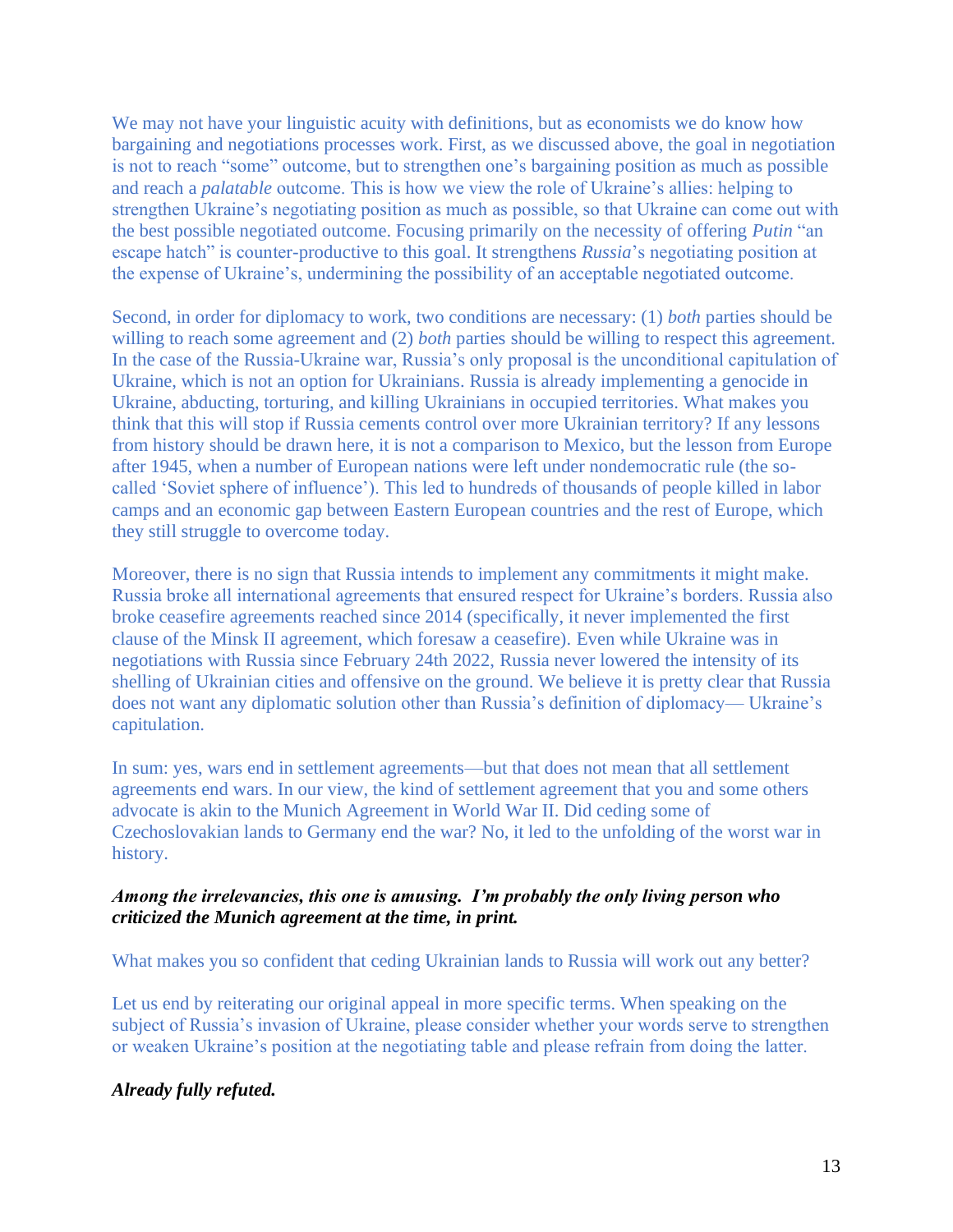We may not have your linguistic acuity with definitions, but as economists we do know how bargaining and negotiations processes work. First, as we discussed above, the goal in negotiation is not to reach "some" outcome, but to strengthen one's bargaining position as much as possible and reach a *palatable* outcome. This is how we view the role of Ukraine's allies: helping to strengthen Ukraine's negotiating position as much as possible, so that Ukraine can come out with the best possible negotiated outcome. Focusing primarily on the necessity of offering *Putin* "an escape hatch" is counter-productive to this goal. It strengthens *Russia*'s negotiating position at the expense of Ukraine's, undermining the possibility of an acceptable negotiated outcome.

Second, in order for diplomacy to work, two conditions are necessary: (1) *both* parties should be willing to reach some agreement and (2) *both* parties should be willing to respect this agreement. In the case of the Russia-Ukraine war, Russia's only proposal is the unconditional capitulation of Ukraine, which is not an option for Ukrainians. Russia is already implementing a genocide in Ukraine, abducting, torturing, and killing Ukrainians in occupied territories. What makes you think that this will stop if Russia cements control over more Ukrainian territory? If any lessons from history should be drawn here, it is not a comparison to Mexico, but the lesson from Europe after 1945, when a number of European nations were left under nondemocratic rule (the so-called 'Soviet sphere of influence'). This led to hundreds of thousands of people killed in labor camps and an economic gap between Eastern European countries and the rest of Europe, which they still struggle to overcome today.

Moreover, there is no sign that Russia intends to implement any commitments it might make. Russia broke all international agreements that ensured respect for Ukraine's borders. Russia also broke ceasefire agreements reached since 2014 (specifically, it never implemented the first clause of the Minsk II agreement, which foresaw a ceasefire). Even while Ukraine was in negotiations with Russia since February 24th 2022, Russia never lowered the intensity of its shelling of Ukrainian cities and offensive on the ground. We believe it is pretty clear that Russia does not want any diplomatic solution other than Russia's definition of diplomacy— Ukraine's capitulation.

In sum: yes, wars end in settlement agreements—but that does not mean that all settlement agreements end wars. In our view, the kind of settlement agreement that you and some others advocate is akin to the Munich Agreement in World War II. Did ceding some of Czechoslovakian lands to Germany end the war? No, it led to the unfolding of the worst war in history.

***Among the irrelevancies, this one is amusing. I'm probably the only living person who criticized the Munich agreement at the time, in print.***

What makes you so confident that ceding Ukrainian lands to Russia will work out any better?

Let us end by reiterating our original appeal in more specific terms. When speaking on the subject of Russia's invasion of Ukraine, please consider whether your words serve to strengthen or weaken Ukraine's position at the negotiating table and please refrain from doing the latter.

***Already fully refuted.***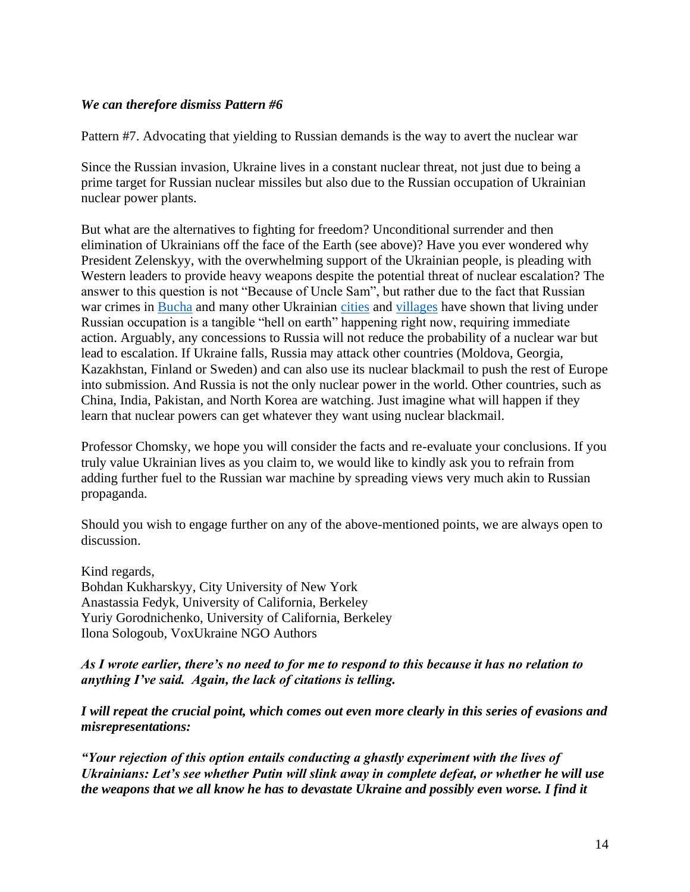***We can therefore dismiss Pattern #6***

Pattern #7. Advocating that yielding to Russian demands is the way to avert the nuclear war

Since the Russian invasion, Ukraine lives in a constant nuclear threat, not just due to being a prime target for Russian nuclear missiles but also due to the Russian occupation of Ukrainian nuclear power plants.

But what are the alternatives to fighting for freedom? Unconditional surrender and then elimination of Ukrainians off the face of the Earth (see above)? Have you ever wondered why President Zelenskyy, with the overwhelming support of the Ukrainian people, is pleading with Western leaders to provide heavy weapons despite the potential threat of nuclear escalation? The answer to this question is not "Because of Uncle Sam", but rather due to the fact that Russian war crimes in Bucha and many other Ukrainian cities and villages have shown that living under Russian occupation is a tangible "hell on earth" happening right now, requiring immediate action. Arguably, any concessions to Russia will not reduce the probability of a nuclear war but lead to escalation. If Ukraine falls, Russia may attack other countries (Moldova, Georgia, Kazakhstan, Finland or Sweden) and can also use its nuclear blackmail to push the rest of Europe into submission. And Russia is not the only nuclear power in the world. Other countries, such as China, India, Pakistan, and North Korea are watching. Just imagine what will happen if they learn that nuclear powers can get whatever they want using nuclear blackmail.

Professor Chomsky, we hope you will consider the facts and re-evaluate your conclusions. If you truly value Ukrainian lives as you claim to, we would like to kindly ask you to refrain from adding further fuel to the Russian war machine by spreading views very much akin to Russian propaganda.

Should you wish to engage further on any of the above-mentioned points, we are always open to discussion.

Kind regards,
Bohdan Kukharskyy, City University of New York
Anastassia Fedyk, University of California, Berkeley
Yuriy Gorodnichenko, University of California, Berkeley
Ilona Sologoub, VoxUkraine NGO Authors

***As I wrote earlier, there's no need to for me to respond to this because it has no relation to anything I've said. Again, the lack of citations is telling.***

***I will repeat the crucial point, which comes out even more clearly in this series of evasions and misrepresentations:***

***"Your rejection of this option entails conducting a ghastly experiment with the lives of Ukrainians: Let's see whether Putin will slink away in complete defeat, or whether he will use the weapons that we all know he has to devastate Ukraine and possibly even worse. I find it***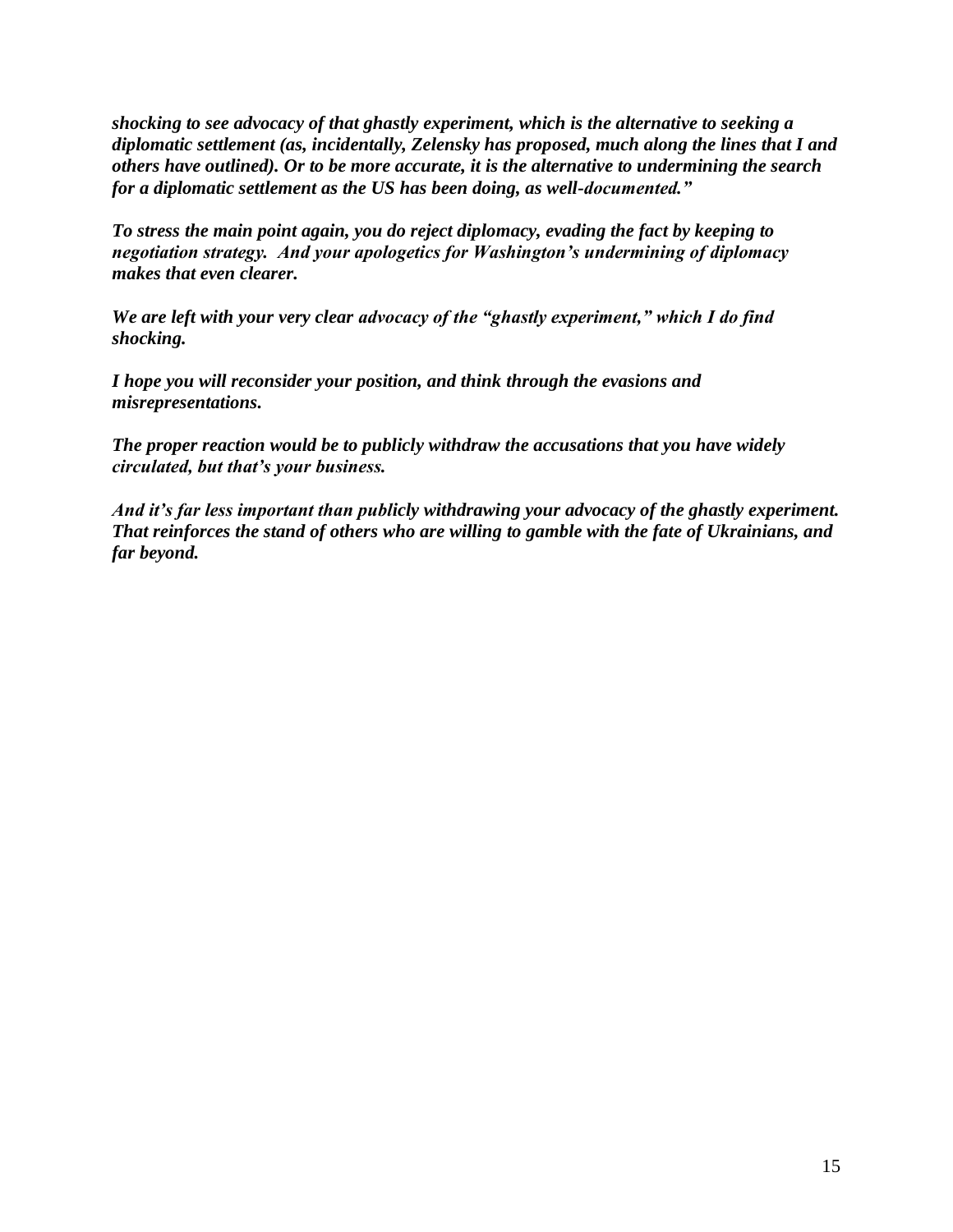***shocking to see advocacy of that ghastly experiment, which is the alternative to seeking a diplomatic settlement (as, incidentally, Zelensky has proposed, much along the lines that I and others have outlined). Or to be more accurate, it is the alternative to undermining the search for a diplomatic settlement as the US has been doing, as well-documented."***

***To stress the main point again, you do reject diplomacy, evading the fact by keeping to negotiation strategy. And your apologetics for Washington's undermining of diplomacy makes that even clearer.***

***We are left with your very clear advocacy of the "ghastly experiment," which I do find shocking.***

***I hope you will reconsider your position, and think through the evasions and misrepresentations.***

***The proper reaction would be to publicly withdraw the accusations that you have widely circulated, but that's your business.***

***And it's far less important than publicly withdrawing your advocacy of the ghastly experiment. That reinforces the stand of others who are willing to gamble with the fate of Ukrainians, and far beyond.***